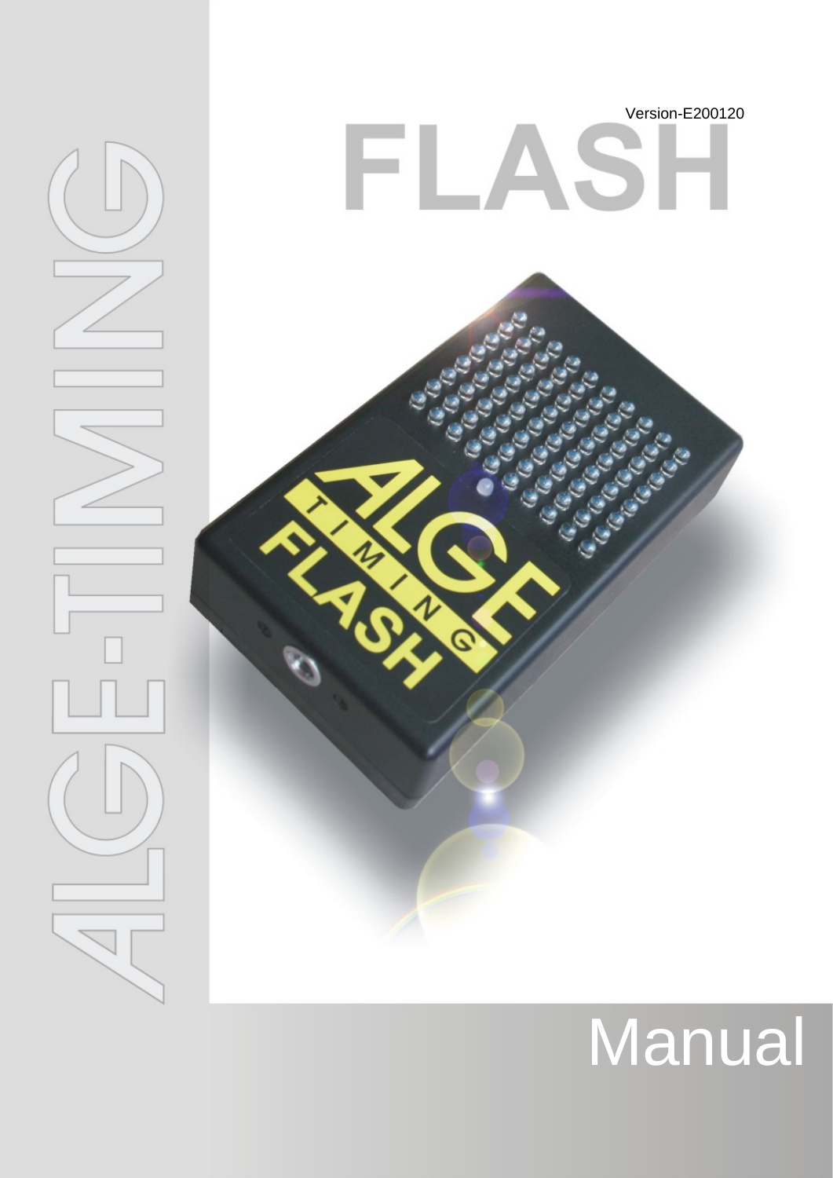Version-E200120

# FLASH

ALGE-TIMING

# Manual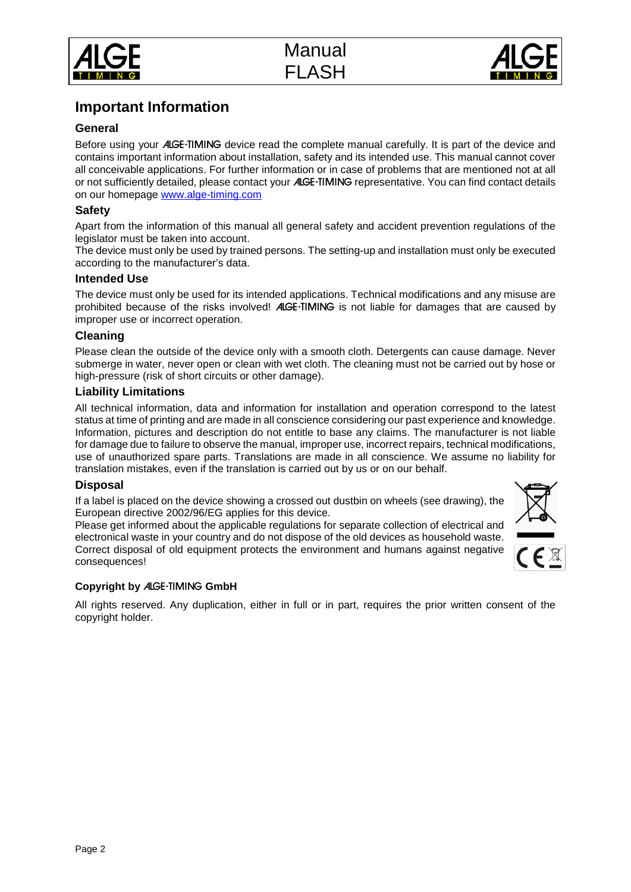# Important Information

## General

Before using your ALGE-TIMING device read the complete manual carefully. It is part of the device and contains important information about installation, safety and its intended use. This manual cannot cover all conceivable applications. For further information or in case of problems that are mentioned not at all or not sufficiently detailed, please contact your ALGE-TIMING representative. You can find contact details on our homepage [www.alge-timing.com](http://www.alge-timing.com)

## Safety

Apart from the information of this manual all general safety and accident prevention regulations of the legislator must be taken into account.
The device must only be used by trained persons. The setting-up and installation must only be executed according to the manufacturer's data.

## Intended Use

The device must only be used for its intended applications. Technical modifications and any misuse are prohibited because of the risks involved! ALGE-TIMING is not liable for damages that are caused by improper use or incorrect operation.

## Cleaning

Please clean the outside of the device only with a smooth cloth. Detergents can cause damage. Never submerge in water, never open or clean with wet cloth. The cleaning must not be carried out by hose or high-pressure (risk of short circuits or other damage).

## Liability Limitations

All technical information, data and information for installation and operation correspond to the latest status at time of printing and are made in all conscience considering our past experience and knowledge. Information, pictures and description do not entitle to base any claims. The manufacturer is not liable for damage due to failure to observe the manual, improper use, incorrect repairs, technical modifications, use of unauthorized spare parts. Translations are made in all conscience. We assume no liability for translation mistakes, even if the translation is carried out by us or on our behalf.

## Disposal

If a label is placed on the device showing a crossed out dustbin on wheels (see drawing), the European directive 2002/96/EG applies for this device.
Please get informed about the applicable regulations for separate collection of electrical and electronical waste in your country and do not dispose of the old devices as household waste. Correct disposal of old equipment protects the environment and humans against negative consequences!

**Copyright by ALGE-TIMING GmbH**

All rights reserved. Any duplication, either in full or in part, requires the prior written consent of the copyright holder.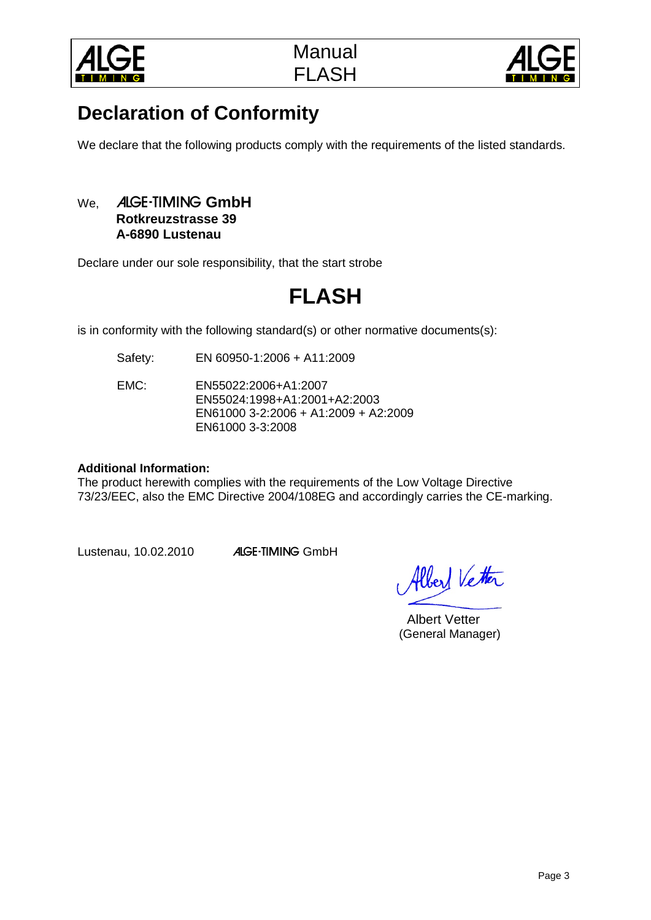# Declaration of Conformity

We declare that the following products comply with the requirements of the listed standards.

We, **ALGE-TIMING GmbH**
**Rotkreuzstrasse 39**
**A-6890 Lustenau**

Declare under our sole responsibility, that the start strobe

# FLASH

is in conformity with the following standard(s) or other normative documents(s):

Safety: EN 60950-1:2006 + A11:2009

EMC: EN55022:2006+A1:2007
EN55024:1998+A1:2001+A2:2003
EN61000 3-2:2006 + A1:2009 + A2:2009
EN61000 3-3:2008

**Additional Information:**
The product herewith complies with the requirements of the Low Voltage Directive 73/23/EEC, also the EMC Directive 2004/108EG and accordingly carries the CE-marking.

Lustenau, 10.02.2010 ALGE-TIMING GmbH

Albert Vetter
(General Manager)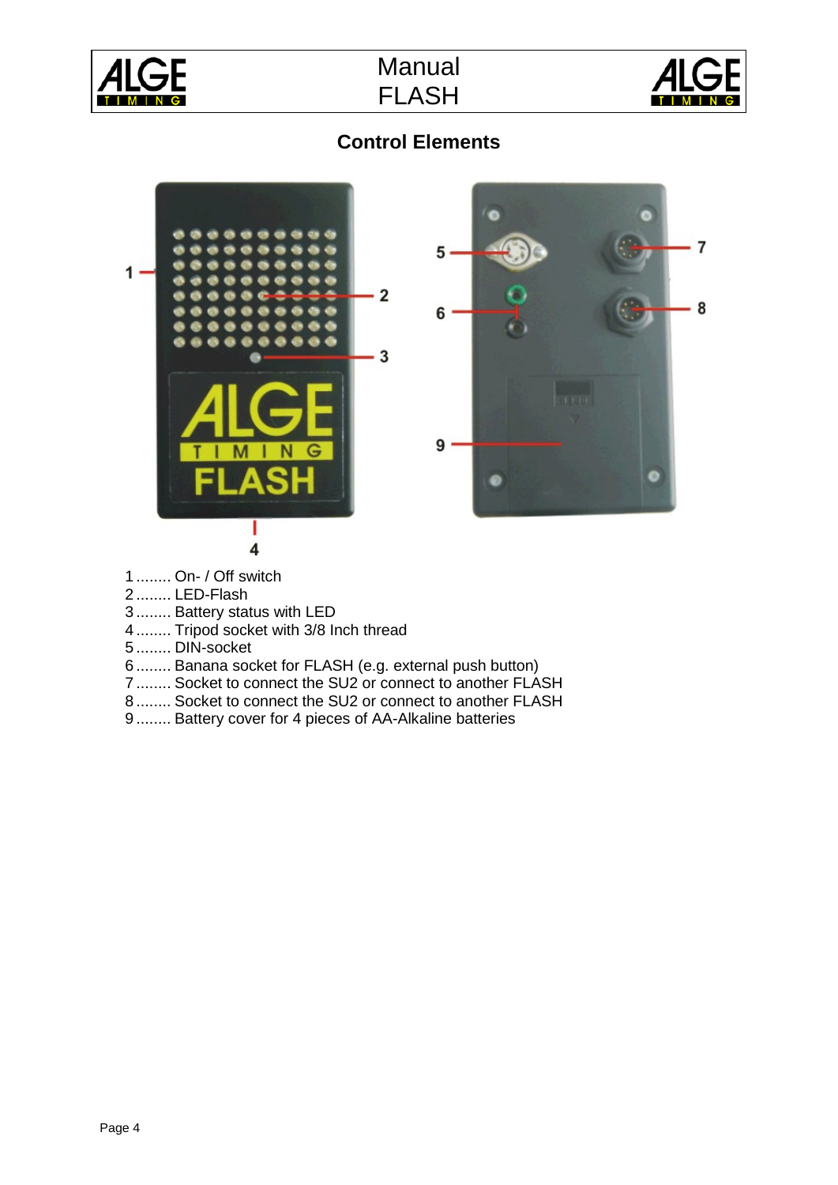## Control Elements

1 ........ On- / Off switch
2 ........ LED-Flash
3 ........ Battery status with LED
4 ........ Tripod socket with 3/8 Inch thread
5 ........ DIN-socket
6 ........ Banana socket for FLASH (e.g. external push button)
7 ........ Socket to connect the SU2 or connect to another FLASH
8 ........ Socket to connect the SU2 or connect to another FLASH
9 ........ Battery cover for 4 pieces of AA-Alkaline batteries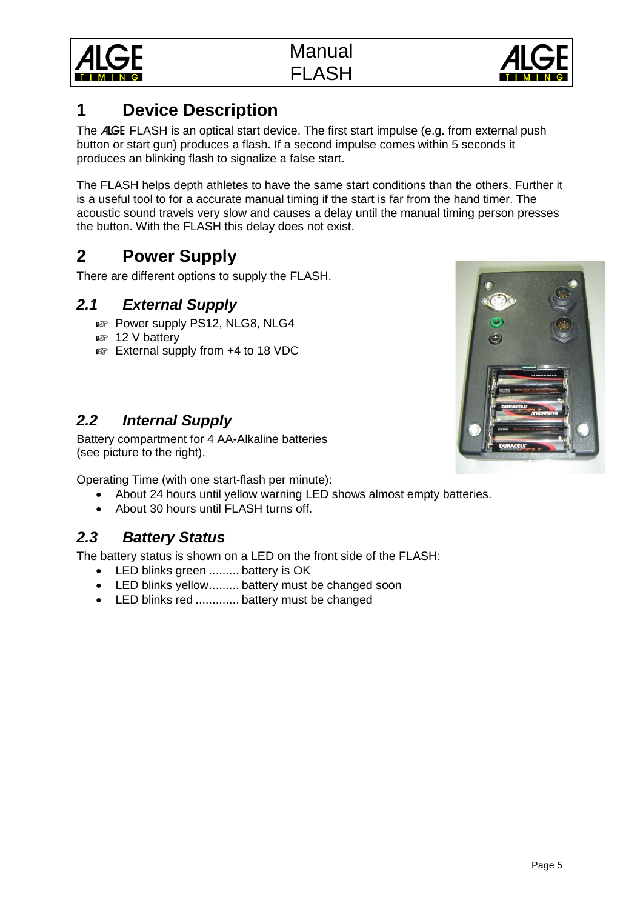# 1 Device Description

The ALGE FLASH is an optical start device. The first start impulse (e.g. from external push button or start gun) produces a flash. If a second impulse comes within 5 seconds it produces an blinking flash to signalize a false start.

The FLASH helps depth athletes to have the same start conditions than the others. Further it is a useful tool to for a accurate manual timing if the start is far from the hand timer. The acoustic sound travels very slow and causes a delay until the manual timing person presses the button. With the FLASH this delay does not exist.

# 2 Power Supply

There are different options to supply the FLASH.

## *2.1 External Supply*

- ☞ Power supply PS12, NLG8, NLG4
- ☞ 12 V battery
- ☞ External supply from +4 to 18 VDC

## *2.2 Internal Supply*

Battery compartment for 4 AA-Alkaline batteries (see picture to the right).

Operating Time (with one start-flash per minute):

- About 24 hours until yellow warning LED shows almost empty batteries.
- About 30 hours until FLASH turns off.

## *2.3 Battery Status*

The battery status is shown on a LED on the front side of the FLASH:

- LED blinks green ......... battery is OK
- LED blinks yellow......... battery must be changed soon
- LED blinks red ............. battery must be changed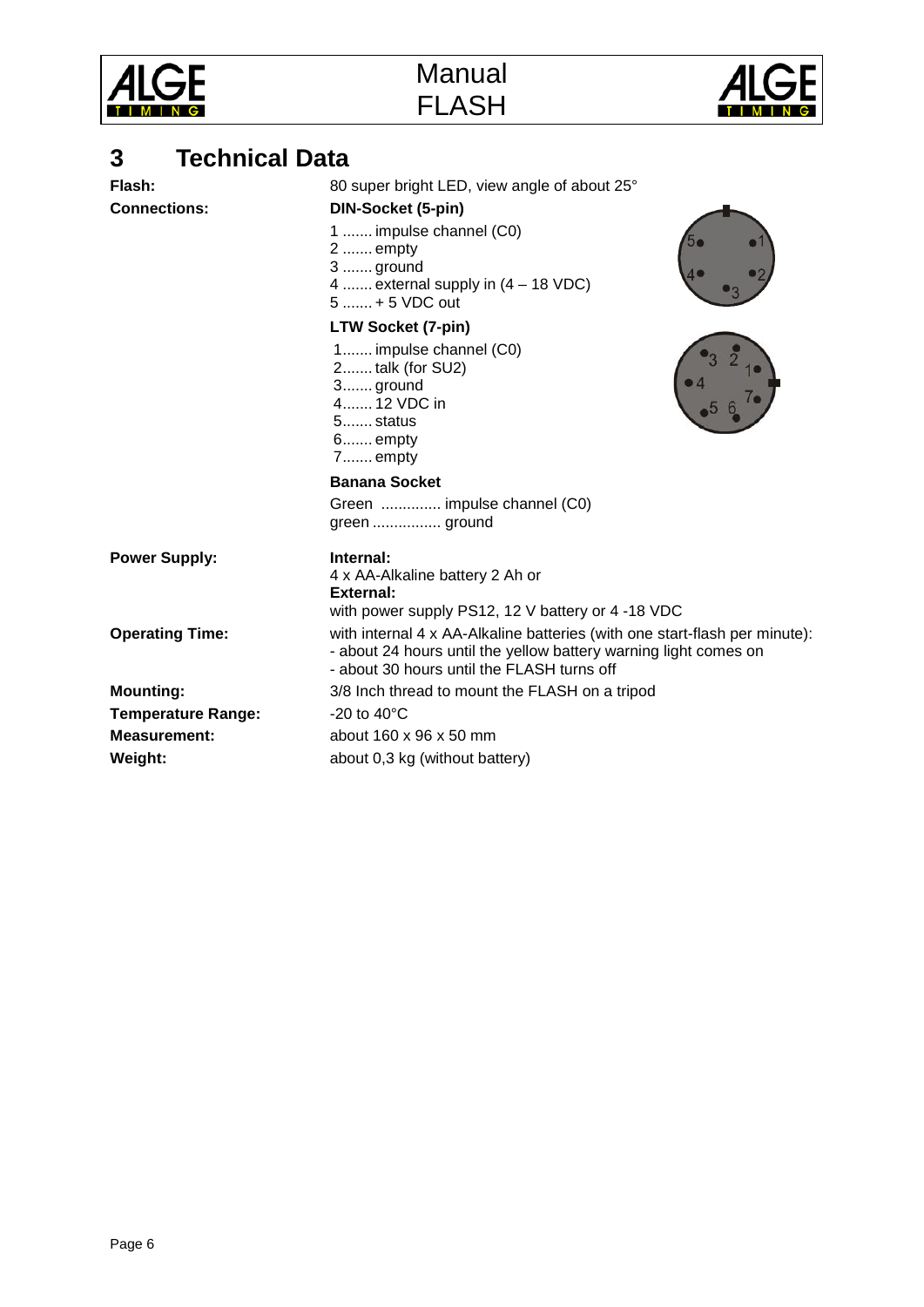# 3 Technical Data

**Flash:** 80 super bright LED, view angle of about 25°

**Connections:**

**DIN-Socket (5-pin)**

1 ....... impulse channel (C0)
2 ....... empty
3 ....... ground
4 ....... external supply in (4 – 18 VDC)
5 ....... + 5 VDC out

**LTW Socket (7-pin)**

1....... impulse channel (C0)
2....... talk (for SU2)
3....... ground
4....... 12 VDC in
5....... status
6....... empty
7....... empty

**Banana Socket**

Green .............. impulse channel (C0)
green ................ ground

**Power Supply:**

**Internal:**
4 x AA-Alkaline battery 2 Ah or
**External:**
with power supply PS12, 12 V battery or 4 -18 VDC

**Operating Time:** with internal 4 x AA-Alkaline batteries (with one start-flash per minute):
- about 24 hours until the yellow battery warning light comes on
- about 30 hours until the FLASH turns off

**Mounting:** 3/8 Inch thread to mount the FLASH on a tripod

**Temperature Range:** -20 to 40°C

**Measurement:** about 160 x 96 x 50 mm

**Weight:** about 0,3 kg (without battery)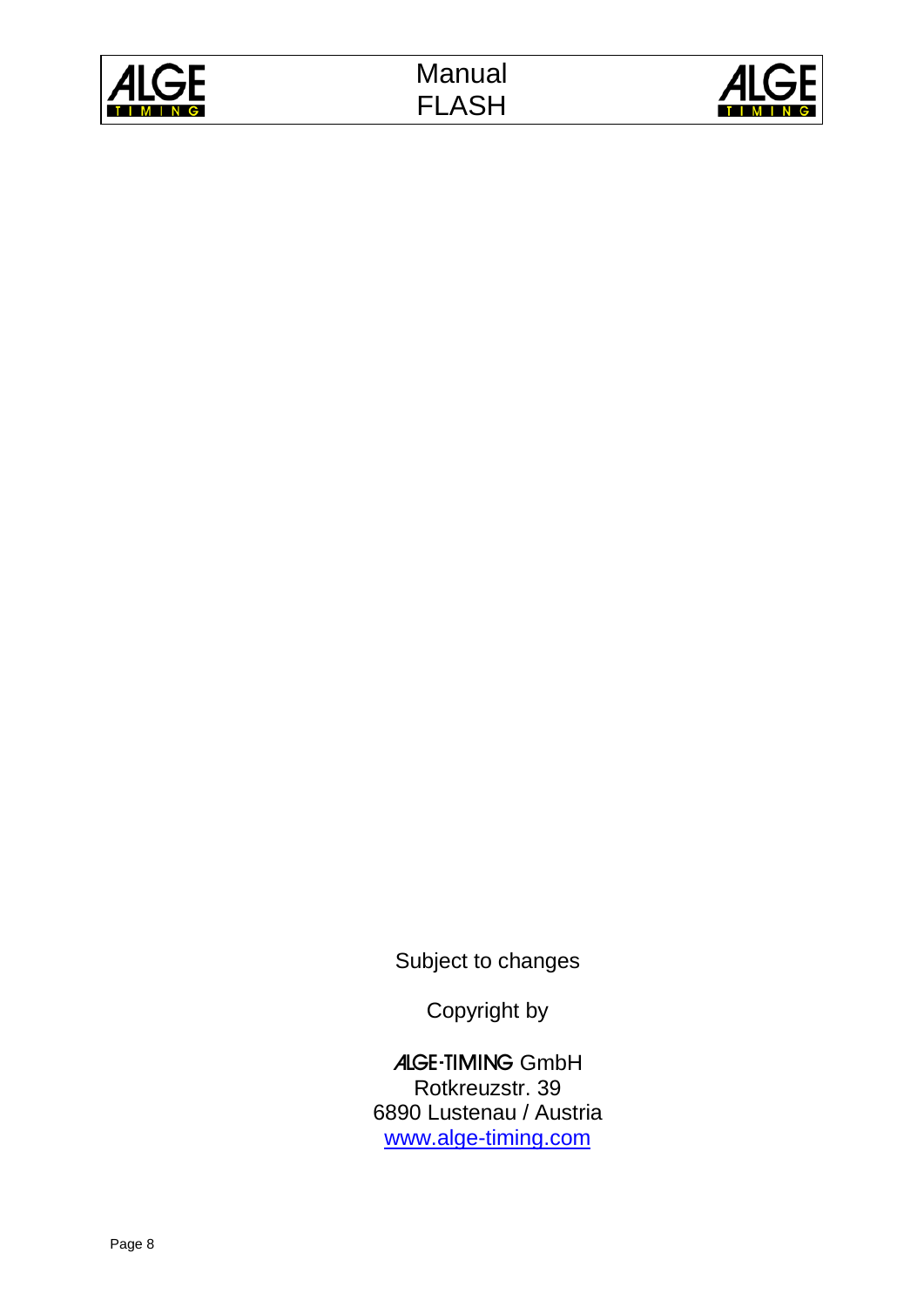Subject to changes

Copyright by

**ALGE-TIMING** GmbH
Rotkreuzstr. 39
6890 Lustenau / Austria
www.alge-timing.com